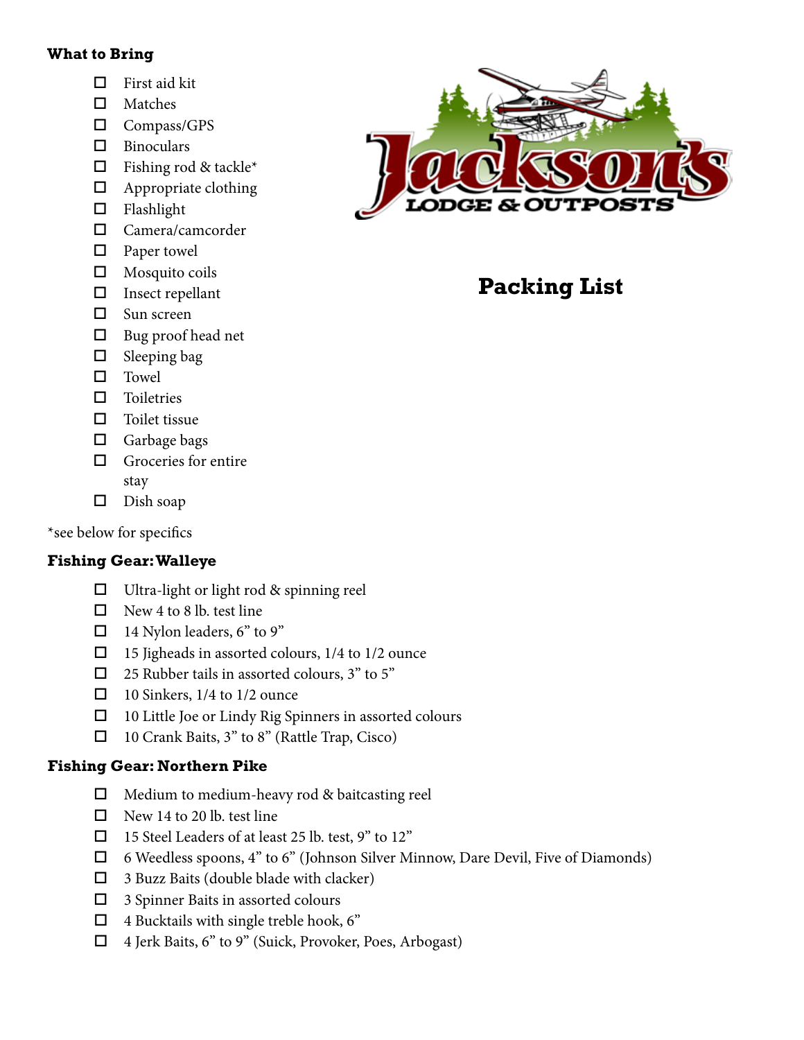# Packing List

### What to Bring

- ☐ First aid kit
- ☐ Matches
- ☐ Compass/GPS
- ☐ Binoculars
- ☐ Fishing rod & tackle*
- ☐ Appropriate clothing
- ☐ Flashlight
- ☐ Camera/camcorder
- ☐ Paper towel
- ☐ Mosquito coils
- ☐ Insect repellant
- ☐ Sun screen
- ☐ Bug proof head net
- ☐ Sleeping bag
- ☐ Towel
- ☐ Toiletries
- ☐ Toilet tissue
- ☐ Garbage bags
- ☐ Groceries for entire stay
- ☐ Dish soap

*see below for specifics

### Fishing Gear: Walleye

- ☐ Ultra-light or light rod & spinning reel
- ☐ New 4 to 8 lb. test line
- ☐ 14 Nylon leaders, 6" to 9"
- ☐ 15 Jigheads in assorted colours, 1/4 to 1/2 ounce
- ☐ 25 Rubber tails in assorted colours, 3" to 5"
- ☐ 10 Sinkers, 1/4 to 1/2 ounce
- ☐ 10 Little Joe or Lindy Rig Spinners in assorted colours
- ☐ 10 Crank Baits, 3" to 8" (Rattle Trap, Cisco)

### Fishing Gear: Northern Pike

- ☐ Medium to medium-heavy rod & baitcasting reel
- ☐ New 14 to 20 lb. test line
- ☐ 15 Steel Leaders of at least 25 lb. test, 9" to 12"
- ☐ 6 Weedless spoons, 4" to 6" (Johnson Silver Minnow, Dare Devil, Five of Diamonds)
- ☐ 3 Buzz Baits (double blade with clacker)
- ☐ 3 Spinner Baits in assorted colours
- ☐ 4 Bucktails with single treble hook, 6"
- ☐ 4 Jerk Baits, 6" to 9" (Suick, Provoker, Poes, Arbogast)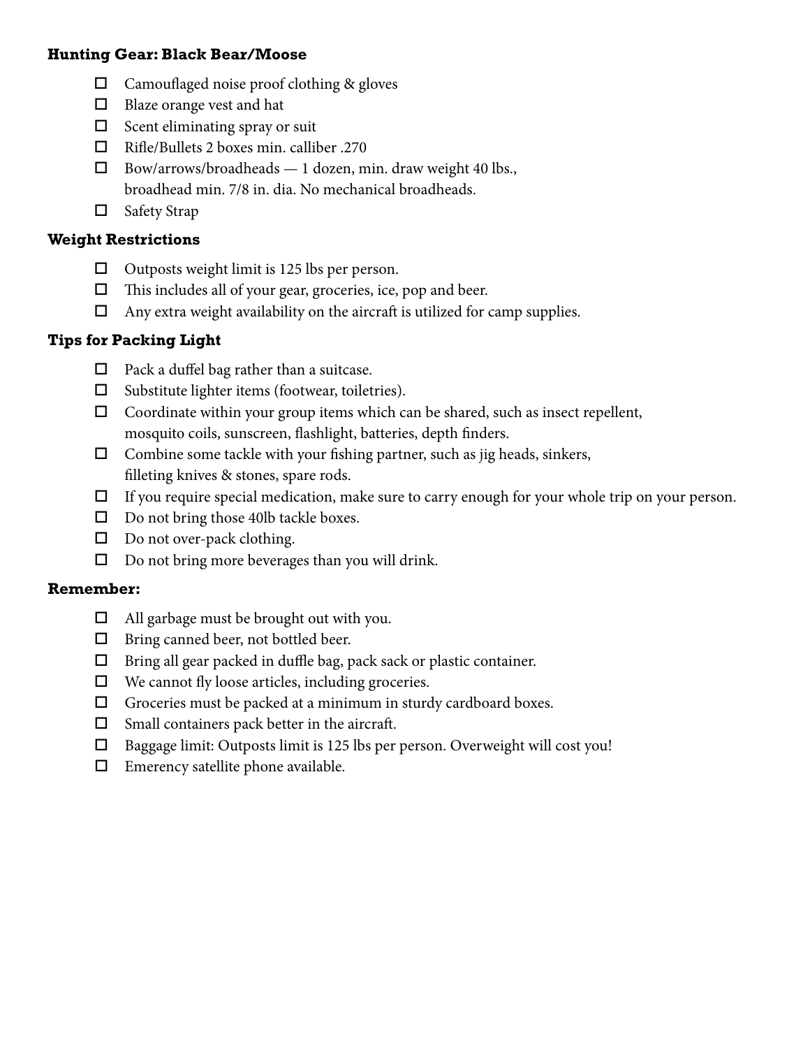### Hunting Gear: Black Bear/Moose

- ☐ Camouflaged noise proof clothing & gloves
- ☐ Blaze orange vest and hat
- ☐ Scent eliminating spray or suit
- ☐ Rifle/Bullets 2 boxes min. calliber .270
- ☐ Bow/arrows/broadheads — 1 dozen, min. draw weight 40 lbs., broadhead min. 7/8 in. dia. No mechanical broadheads.
- ☐ Safety Strap

### Weight Restrictions

- ☐ Outposts weight limit is 125 lbs per person.
- ☐ This includes all of your gear, groceries, ice, pop and beer.
- ☐ Any extra weight availability on the aircraft is utilized for camp supplies.

### Tips for Packing Light

- ☐ Pack a duffel bag rather than a suitcase.
- ☐ Substitute lighter items (footwear, toiletries).
- ☐ Coordinate within your group items which can be shared, such as insect repellent, mosquito coils, sunscreen, flashlight, batteries, depth finders.
- ☐ Combine some tackle with your fishing partner, such as jig heads, sinkers, filleting knives & stones, spare rods.
- ☐ If you require special medication, make sure to carry enough for your whole trip on your person.
- ☐ Do not bring those 40lb tackle boxes.
- ☐ Do not over-pack clothing.
- ☐ Do not bring more beverages than you will drink.

### Remember:

- ☐ All garbage must be brought out with you.
- ☐ Bring canned beer, not bottled beer.
- ☐ Bring all gear packed in duffle bag, pack sack or plastic container.
- ☐ We cannot fly loose articles, including groceries.
- ☐ Groceries must be packed at a minimum in sturdy cardboard boxes.
- ☐ Small containers pack better in the aircraft.
- ☐ Baggage limit: Outposts limit is 125 lbs per person. Overweight will cost you!
- ☐ Emerency satellite phone available.